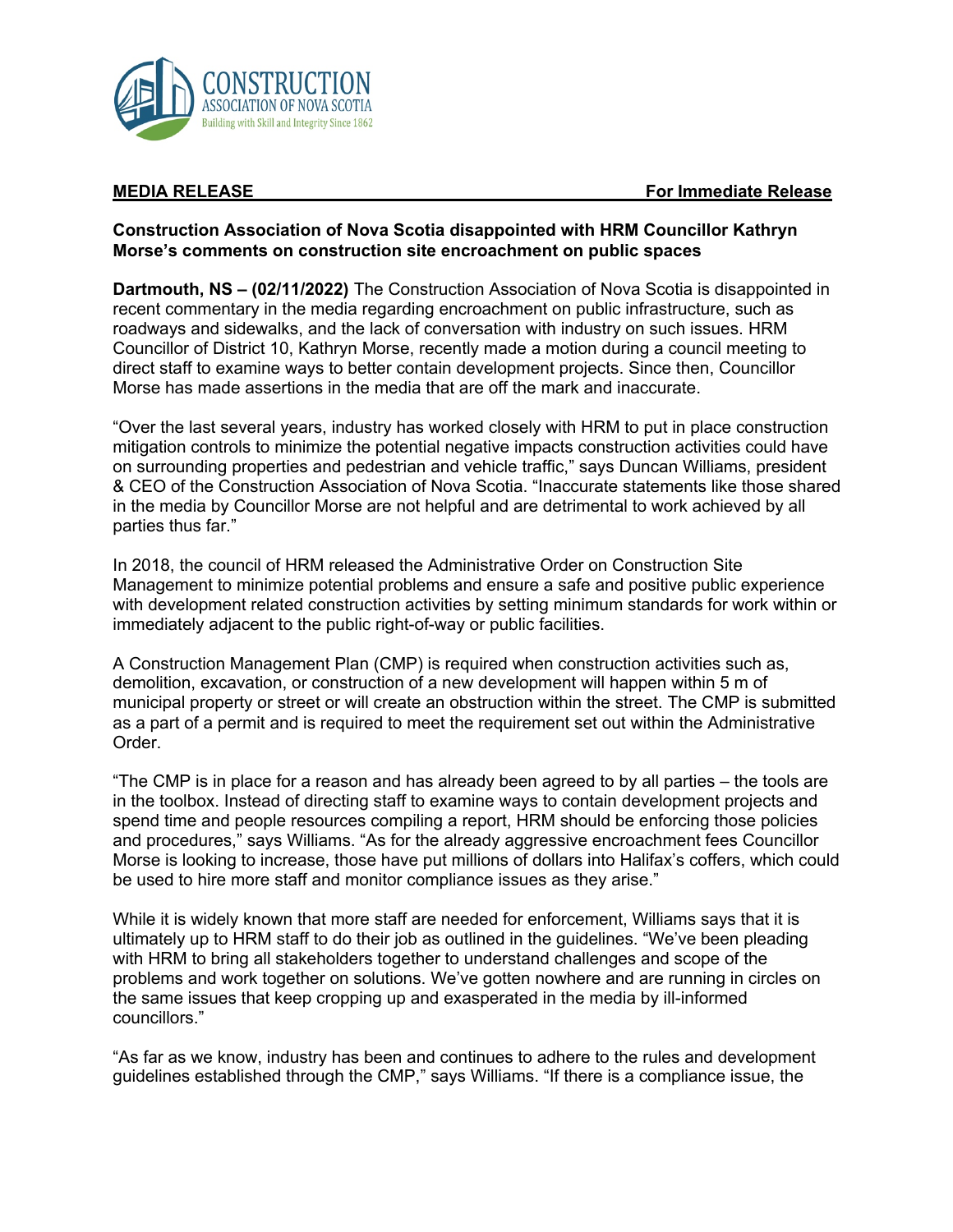CONSTRUCTION
ASSOCIATION OF NOVA SCOTIA
Building with Skill and Integrity Since 1862

**MEDIA RELEASE** **For Immediate Release**

**Construction Association of Nova Scotia disappointed with HRM Councillor Kathryn Morse's comments on construction site encroachment on public spaces**

**Dartmouth, NS – (02/11/2022)** The Construction Association of Nova Scotia is disappointed in recent commentary in the media regarding encroachment on public infrastructure, such as roadways and sidewalks, and the lack of conversation with industry on such issues. HRM Councillor of District 10, Kathryn Morse, recently made a motion during a council meeting to direct staff to examine ways to better contain development projects. Since then, Councillor Morse has made assertions in the media that are off the mark and inaccurate.

"Over the last several years, industry has worked closely with HRM to put in place construction mitigation controls to minimize the potential negative impacts construction activities could have on surrounding properties and pedestrian and vehicle traffic," says Duncan Williams, president & CEO of the Construction Association of Nova Scotia. "Inaccurate statements like those shared in the media by Councillor Morse are not helpful and are detrimental to work achieved by all parties thus far."

In 2018, the council of HRM released the Administrative Order on Construction Site Management to minimize potential problems and ensure a safe and positive public experience with development related construction activities by setting minimum standards for work within or immediately adjacent to the public right-of-way or public facilities.

A Construction Management Plan (CMP) is required when construction activities such as, demolition, excavation, or construction of a new development will happen within 5 m of municipal property or street or will create an obstruction within the street. The CMP is submitted as a part of a permit and is required to meet the requirement set out within the Administrative Order.

"The CMP is in place for a reason and has already been agreed to by all parties – the tools are in the toolbox. Instead of directing staff to examine ways to contain development projects and spend time and people resources compiling a report, HRM should be enforcing those policies and procedures," says Williams. "As for the already aggressive encroachment fees Councillor Morse is looking to increase, those have put millions of dollars into Halifax's coffers, which could be used to hire more staff and monitor compliance issues as they arise."

While it is widely known that more staff are needed for enforcement, Williams says that it is ultimately up to HRM staff to do their job as outlined in the guidelines. "We've been pleading with HRM to bring all stakeholders together to understand challenges and scope of the problems and work together on solutions. We've gotten nowhere and are running in circles on the same issues that keep cropping up and exasperated in the media by ill-informed councillors."

"As far as we know, industry has been and continues to adhere to the rules and development guidelines established through the CMP," says Williams. "If there is a compliance issue, the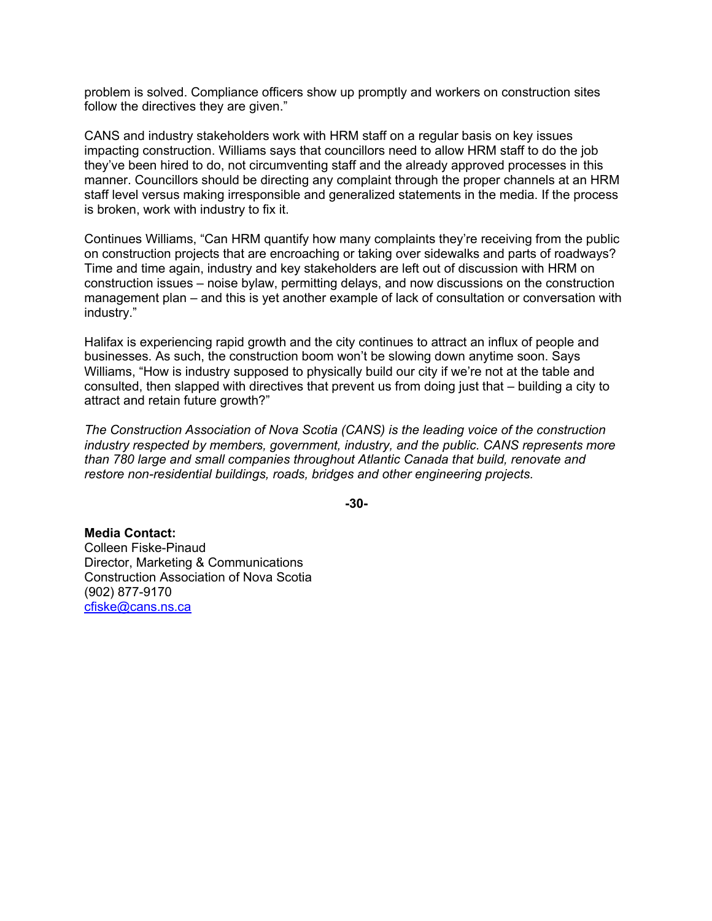problem is solved. Compliance officers show up promptly and workers on construction sites follow the directives they are given."

CANS and industry stakeholders work with HRM staff on a regular basis on key issues impacting construction. Williams says that councillors need to allow HRM staff to do the job they've been hired to do, not circumventing staff and the already approved processes in this manner. Councillors should be directing any complaint through the proper channels at an HRM staff level versus making irresponsible and generalized statements in the media. If the process is broken, work with industry to fix it.

Continues Williams, "Can HRM quantify how many complaints they're receiving from the public on construction projects that are encroaching or taking over sidewalks and parts of roadways? Time and time again, industry and key stakeholders are left out of discussion with HRM on construction issues – noise bylaw, permitting delays, and now discussions on the construction management plan – and this is yet another example of lack of consultation or conversation with industry."

Halifax is experiencing rapid growth and the city continues to attract an influx of people and businesses. As such, the construction boom won't be slowing down anytime soon. Says Williams, "How is industry supposed to physically build our city if we're not at the table and consulted, then slapped with directives that prevent us from doing just that – building a city to attract and retain future growth?"

*The Construction Association of Nova Scotia (CANS) is the leading voice of the construction industry respected by members, government, industry, and the public. CANS represents more than 780 large and small companies throughout Atlantic Canada that build, renovate and restore non-residential buildings, roads, bridges and other engineering projects.*

**-30-**

**Media Contact:**
Colleen Fiske-Pinaud
Director, Marketing & Communications
Construction Association of Nova Scotia
(902) 877-9170
cfiske@cans.ns.ca